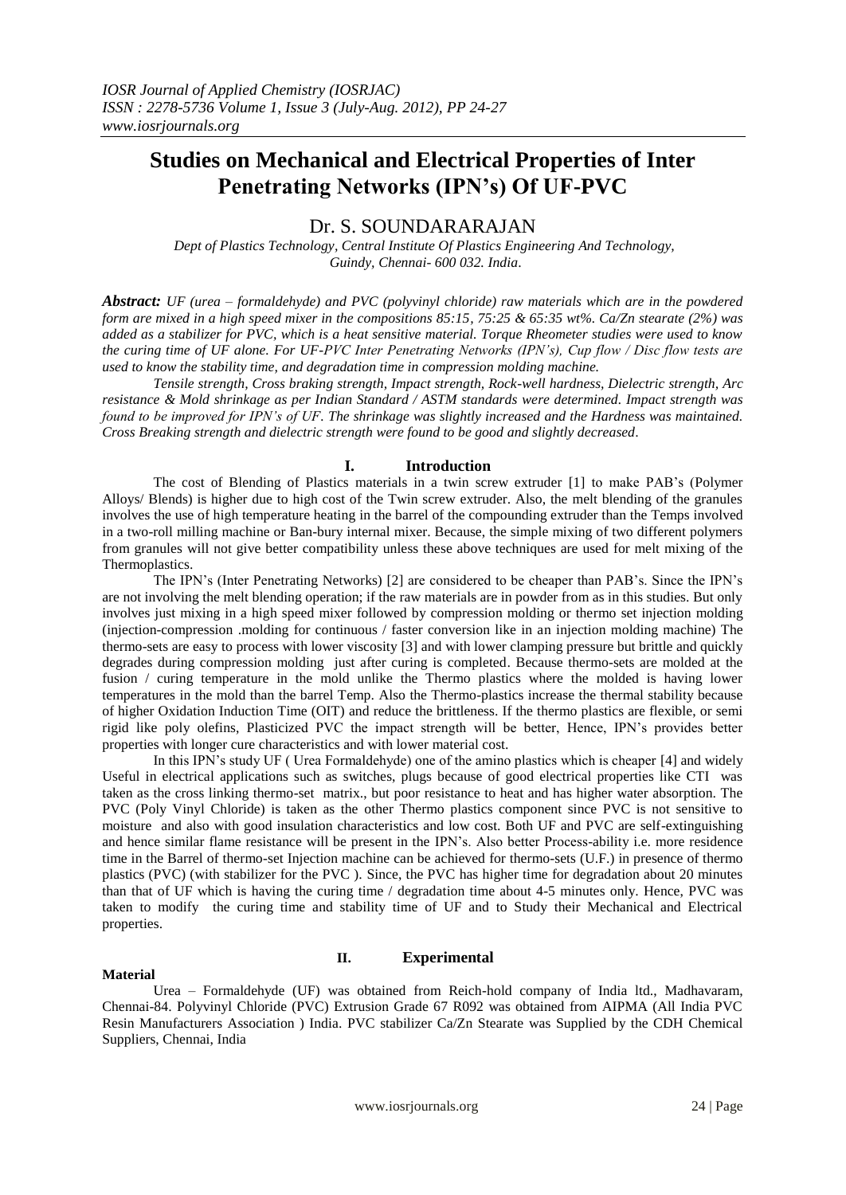# Studies on Mechanical and Electrical Properties of Inter Penetrating Networks (IPN's) Of UF-PVC

Dr. S. SOUNDARARAJAN

*Dept of Plastics Technology, Central Institute Of Plastics Engineering And Technology, Guindy, Chennai- 600 032. India.*

***Abstract:*** *UF (urea – formaldehyde) and PVC (polyvinyl chloride) raw materials which are in the powdered form are mixed in a high speed mixer in the compositions 85:15, 75:25 & 65:35 wt%. Ca/Zn stearate (2%) was added as a stabilizer for PVC, which is a heat sensitive material. Torque Rheometer studies were used to know the curing time of UF alone. For UF-PVC Inter Penetrating Networks (IPN's), Cup flow / Disc flow tests are used to know the stability time, and degradation time in compression molding machine.*

*Tensile strength, Cross braking strength, Impact strength, Rock-well hardness, Dielectric strength, Arc resistance & Mold shrinkage as per Indian Standard / ASTM standards were determined. Impact strength was found to be improved for IPN's of UF. The shrinkage was slightly increased and the Hardness was maintained. Cross Breaking strength and dielectric strength were found to be good and slightly decreased.*

## I. Introduction

The cost of Blending of Plastics materials in a twin screw extruder [1] to make PAB's (Polymer Alloys/ Blends) is higher due to high cost of the Twin screw extruder. Also, the melt blending of the granules involves the use of high temperature heating in the barrel of the compounding extruder than the Temps involved in a two-roll milling machine or Ban-bury internal mixer. Because, the simple mixing of two different polymers from granules will not give better compatibility unless these above techniques are used for melt mixing of the Thermoplastics.

The IPN's (Inter Penetrating Networks) [2] are considered to be cheaper than PAB's. Since the IPN's are not involving the melt blending operation; if the raw materials are in powder from as in this studies. But only involves just mixing in a high speed mixer followed by compression molding or thermo set injection molding (injection-compression .molding for continuous / faster conversion like in an injection molding machine) The thermo-sets are easy to process with lower viscosity [3] and with lower clamping pressure but brittle and quickly degrades during compression molding just after curing is completed. Because thermo-sets are molded at the fusion / curing temperature in the mold unlike the Thermo plastics where the molded is having lower temperatures in the mold than the barrel Temp. Also the Thermo-plastics increase the thermal stability because of higher Oxidation Induction Time (OIT) and reduce the brittleness. If the thermo plastics are flexible, or semi rigid like poly olefins, Plasticized PVC the impact strength will be better, Hence, IPN's provides better properties with longer cure characteristics and with lower material cost.

In this IPN's study UF ( Urea Formaldehyde) one of the amino plastics which is cheaper [4] and widely Useful in electrical applications such as switches, plugs because of good electrical properties like CTI was taken as the cross linking thermo-set matrix., but poor resistance to heat and has higher water absorption. The PVC (Poly Vinyl Chloride) is taken as the other Thermo plastics component since PVC is not sensitive to moisture and also with good insulation characteristics and low cost. Both UF and PVC are self-extinguishing and hence similar flame resistance will be present in the IPN's. Also better Process-ability i.e. more residence time in the Barrel of thermo-set Injection machine can be achieved for thermo-sets (U.F.) in presence of thermo plastics (PVC) (with stabilizer for the PVC ). Since, the PVC has higher time for degradation about 20 minutes than that of UF which is having the curing time / degradation time about 4-5 minutes only. Hence, PVC was taken to modify the curing time and stability time of UF and to Study their Mechanical and Electrical properties.

## II. Experimental

### Material

Urea – Formaldehyde (UF) was obtained from Reich-hold company of India ltd., Madhavaram, Chennai-84. Polyvinyl Chloride (PVC) Extrusion Grade 67 R092 was obtained from AIPMA (All India PVC Resin Manufacturers Association ) India. PVC stabilizer Ca/Zn Stearate was Supplied by the CDH Chemical Suppliers, Chennai, India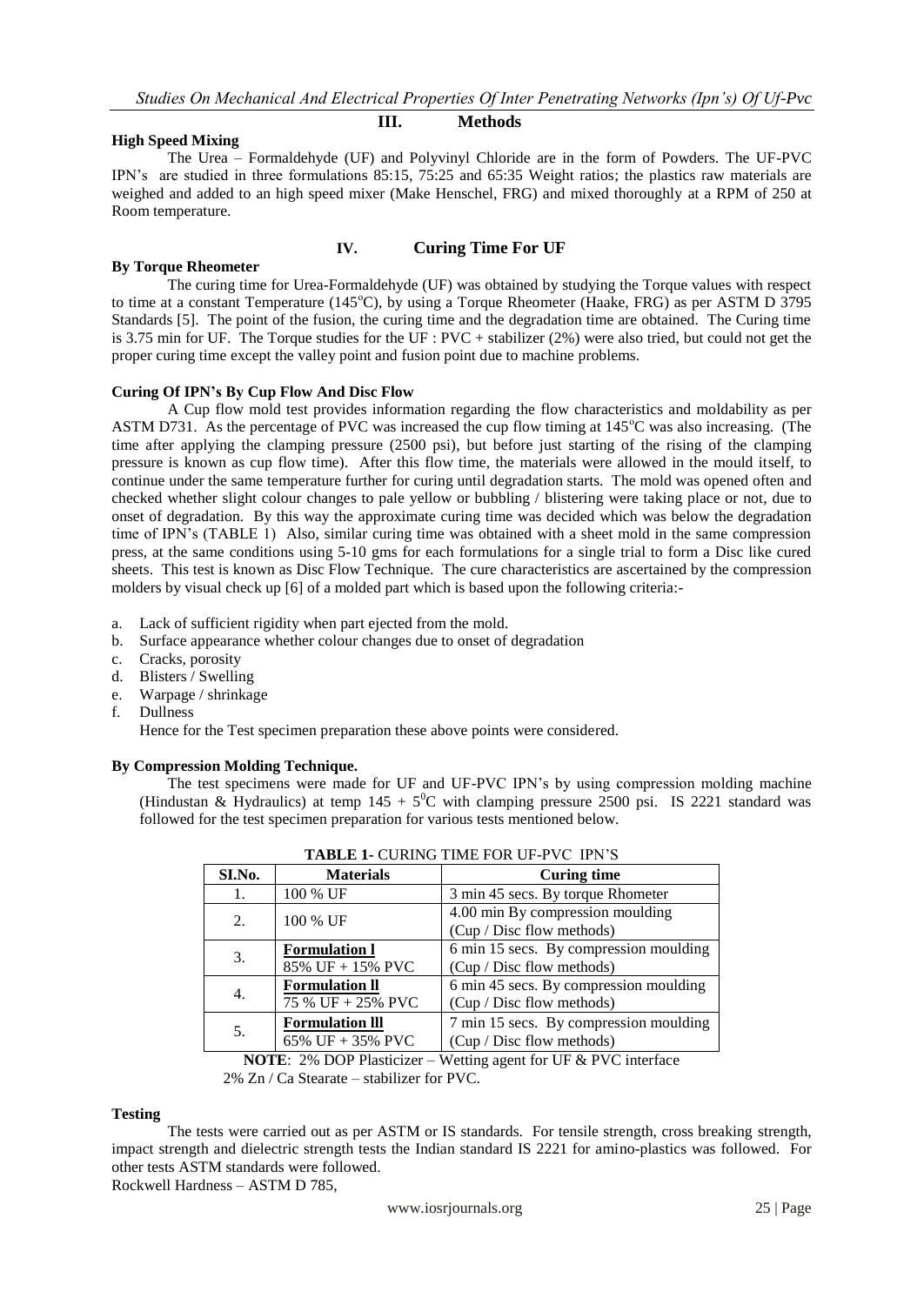## III. Methods

**High Speed Mixing**

The Urea – Formaldehyde (UF) and Polyvinyl Chloride are in the form of Powders. The UF-PVC IPN's are studied in three formulations 85:15, 75:25 and 65:35 Weight ratios; the plastics raw materials are weighed and added to an high speed mixer (Make Henschel, FRG) and mixed thoroughly at a RPM of 250 at Room temperature.

## IV. Curing Time For UF

**By Torque Rheometer**

The curing time for Urea-Formaldehyde (UF) was obtained by studying the Torque values with respect to time at a constant Temperature (145°C), by using a Torque Rheometer (Haake, FRG) as per ASTM D 3795 Standards [5]. The point of the fusion, the curing time and the degradation time are obtained. The Curing time is 3.75 min for UF. The Torque studies for the UF : PVC + stabilizer (2%) were also tried, but could not get the proper curing time except the valley point and fusion point due to machine problems.

**Curing Of IPN's By Cup Flow And Disc Flow**

A Cup flow mold test provides information regarding the flow characteristics and moldability as per ASTM D731. As the percentage of PVC was increased the cup flow timing at 145°C was also increasing. (The time after applying the clamping pressure (2500 psi), but before just starting of the rising of the clamping pressure is known as cup flow time). After this flow time, the materials were allowed in the mould itself, to continue under the same temperature further for curing until degradation starts. The mold was opened often and checked whether slight colour changes to pale yellow or bubbling / blistering were taking place or not, due to onset of degradation. By this way the approximate curing time was decided which was below the degradation time of IPN's (TABLE 1) Also, similar curing time was obtained with a sheet mold in the same compression press, at the same conditions using 5-10 gms for each formulations for a single trial to form a Disc like cured sheets. This test is known as Disc Flow Technique. The cure characteristics are ascertained by the compression molders by visual check up [6] of a molded part which is based upon the following criteria:-

a. Lack of sufficient rigidity when part ejected from the mold.
b. Surface appearance whether colour changes due to onset of degradation
c. Cracks, porosity
d. Blisters / Swelling
e. Warpage / shrinkage
f. Dullness

Hence for the Test specimen preparation these above points were considered.

**By Compression Molding Technique.**

The test specimens were made for UF and UF-PVC IPN's by using compression molding machine (Hindustan & Hydraulics) at temp 145 + 5°C with clamping pressure 2500 psi. IS 2221 standard was followed for the test specimen preparation for various tests mentioned below.

**TABLE 1-** CURING TIME FOR UF-PVC IPN'S

| SI.No. | Materials | Curing time |
|---|---|---|
| 1. | 100 % UF | 3 min 45 secs. By torque Rhometer |
| 2. | 100 % UF | 4.00 min By compression moulding (Cup / Disc flow methods) |
| 3. | **Formulation l** 85% UF + 15% PVC | 6 min 15 secs. By compression moulding (Cup / Disc flow methods) |
| 4. | **Formulation ll** 75 % UF + 25% PVC | 6 min 45 secs. By compression moulding (Cup / Disc flow methods) |
| 5. | **Formulation lll** 65% UF + 35% PVC | 7 min 15 secs. By compression moulding (Cup / Disc flow methods) |

**NOTE**: 2% DOP Plasticizer – Wetting agent for UF & PVC interface
2% Zn / Ca Stearate – stabilizer for PVC.

**Testing**

The tests were carried out as per ASTM or IS standards. For tensile strength, cross breaking strength, impact strength and dielectric strength tests the Indian standard IS 2221 for amino-plastics was followed. For other tests ASTM standards were followed.

Rockwell Hardness – ASTM D 785,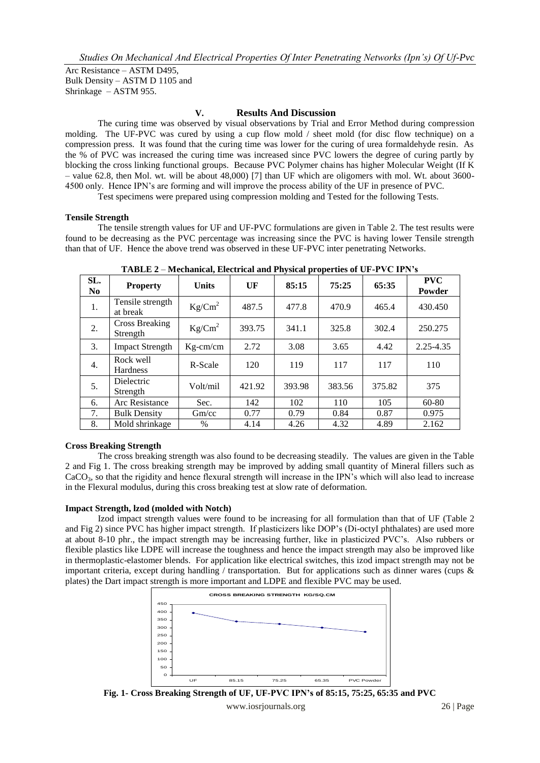Arc Resistance – ASTM D495,
Bulk Density – ASTM D 1105 and
Shrinkage – ASTM 955.

## V. Results And Discussion

The curing time was observed by visual observations by Trial and Error Method during compression molding. The UF-PVC was cured by using a cup flow mold / sheet mold (for disc flow technique) on a compression press. It was found that the curing time was lower for the curing of urea formaldehyde resin. As the % of PVC was increased the curing time was increased since PVC lowers the degree of curing partly by blocking the cross linking functional groups. Because PVC Polymer chains has higher Molecular Weight (If K – value 62.8, then Mol. wt. will be about 48,000) [7] than UF which are oligomers with mol. Wt. about 3600-4500 only. Hence IPN's are forming and will improve the process ability of the UF in presence of PVC.

Test specimens were prepared using compression molding and Tested for the following Tests.

### Tensile Strength

The tensile strength values for UF and UF-PVC formulations are given in Table 2. The test results were found to be decreasing as the PVC percentage was increasing since the PVC is having lower Tensile strength than that of UF. Hence the above trend was observed in these UF-PVC inter penetrating Networks.

**TABLE 2 – Mechanical, Electrical and Physical properties of UF-PVC IPN's**

| SL. No | Property | Units | UF | 85:15 | 75:25 | 65:35 | PVC Powder |
|---|---|---|---|---|---|---|---|
| 1. | Tensile strength at break | $Kg/Cm^2$ | 487.5 | 477.8 | 470.9 | 465.4 | 430.450 |
| 2. | Cross Breaking Strength | $Kg/Cm^2$ | 393.75 | 341.1 | 325.8 | 302.4 | 250.275 |
| 3. | Impact Strength | Kg-cm/cm | 2.72 | 3.08 | 3.65 | 4.42 | 2.25-4.35 |
| 4. | Rock well Hardness | R-Scale | 120 | 119 | 117 | 117 | 110 |
| 5. | Dielectric Strength | Volt/mil | 421.92 | 393.98 | 383.56 | 375.82 | 375 |
| 6. | Arc Resistance | Sec. | 142 | 102 | 110 | 105 | 60-80 |
| 7. | Bulk Density | Gm/cc | 0.77 | 0.79 | 0.84 | 0.87 | 0.975 |
| 8. | Mold shrinkage | % | 4.14 | 4.26 | 4.32 | 4.89 | 2.162 |

### Cross Breaking Strength

The cross breaking strength was also found to be decreasing steadily. The values are given in the Table 2 and Fig 1. The cross breaking strength may be improved by adding small quantity of Mineral fillers such as $CaCO_3$, so that the rigidity and hence flexural strength will increase in the IPN's which will also lead to increase in the Flexural modulus, during this cross breaking test at slow rate of deformation.

### Impact Strength, Izod (molded with Notch)

Izod impact strength values were found to be increasing for all formulation than that of UF (Table 2 and Fig 2) since PVC has higher impact strength. If plasticizers like DOP's (Di-octyl phthalates) are used more at about 8-10 phr., the impact strength may be increasing further, like in plasticized PVC's. Also rubbers or flexible plastics like LDPE will increase the toughness and hence the impact strength may also be improved like in thermoplastic-elastomer blends. For application like electrical switches, this izod impact strength may not be important criteria, except during handling / transportation. But for applications such as dinner wares (cups & plates) the Dart impact strength is more important and LDPE and flexible PVC may be used.

**Fig. 1- Cross Breaking Strength of UF, UF-PVC IPN's of 85:15, 75:25, 65:35 and PVC**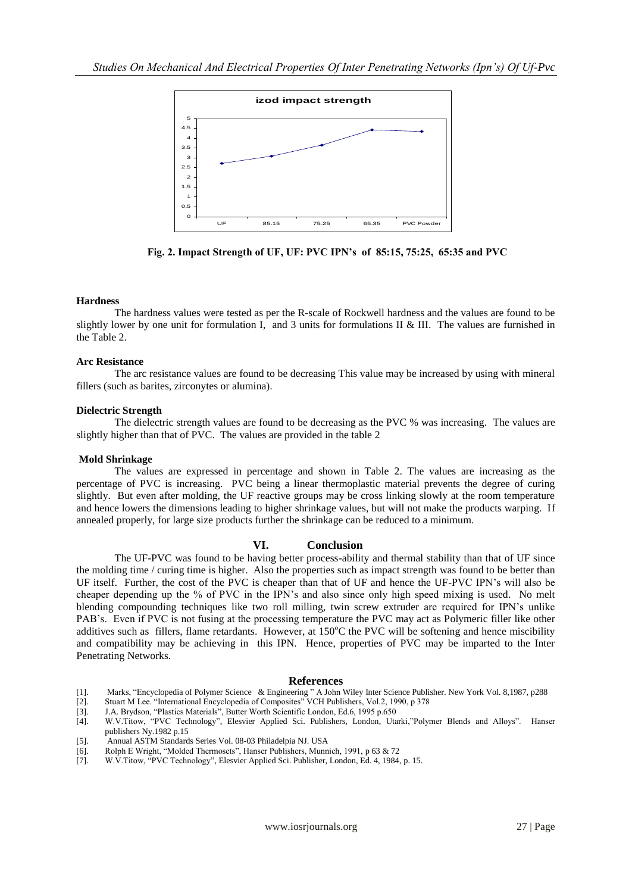izod impact strength

5
4.5
4
3.5
3
2.5
2
1.5
1
0.5
0

UF 85.15 75.25 65.35 PVC Powder

**Fig. 2. Impact Strength of UF, UF: PVC IPN's of 85:15, 75:25, 65:35 and PVC**

#### Hardness

The hardness values were tested as per the R-scale of Rockwell hardness and the values are found to be slightly lower by one unit for formulation I, and 3 units for formulations II & III. The values are furnished in the Table 2.

#### Arc Resistance

The arc resistance values are found to be decreasing This value may be increased by using with mineral fillers (such as barites, zirconytes or alumina).

#### Dielectric Strength

The dielectric strength values are found to be decreasing as the PVC % was increasing. The values are slightly higher than that of PVC. The values are provided in the table 2

#### Mold Shrinkage

The values are expressed in percentage and shown in Table 2. The values are increasing as the percentage of PVC is increasing. PVC being a linear thermoplastic material prevents the degree of curing slightly. But even after molding, the UF reactive groups may be cross linking slowly at the room temperature and hence lowers the dimensions leading to higher shrinkage values, but will not make the products warping. If annealed properly, for large size products further the shrinkage can be reduced to a minimum.

## VI. Conclusion

The UF-PVC was found to be having better process-ability and thermal stability than that of UF since the molding time / curing time is higher. Also the properties such as impact strength was found to be better than UF itself. Further, the cost of the PVC is cheaper than that of UF and hence the UF-PVC IPN's will also be cheaper depending up the % of PVC in the IPN's and also since only high speed mixing is used. No melt blending compounding techniques like two roll milling, twin screw extruder are required for IPN's unlike PAB's. Even if PVC is not fusing at the processing temperature the PVC may act as Polymeric filler like other additives such as fillers, flame retardants. However, at 150°C the PVC will be softening and hence miscibility and compatibility may be achieving in this IPN. Hence, properties of PVC may be imparted to the Inter Penetrating Networks.

## References

[1]. Marks, "Encyclopedia of Polymer Science & Engineering " A John Wiley Inter Science Publisher. New York Vol. 8,1987, p288
[2]. Stuart M Lee. "International Encyclopedia of Composites" VCH Publishers, Vol.2, 1990, p 378
[3]. J.A. Brydson, "Plastics Materials", Butter Worth Scientific London, Ed.6, 1995 p.650
[4]. W.V.Titow, "PVC Technology", Elesvier Applied Sci. Publishers, London, Utarki,"Polymer Blends and Alloys". Hanser publishers Ny.1982 p.15
[5]. Annual ASTM Standards Series Vol. 08-03 Philadelpia NJ. USA
[6]. Rolph E Wright, "Molded Thermosets", Hanser Publishers, Munnich, 1991, p 63 & 72
[7]. W.V.Titow, "PVC Technology", Elesvier Applied Sci. Publisher, London, Ed. 4, 1984, p. 15.